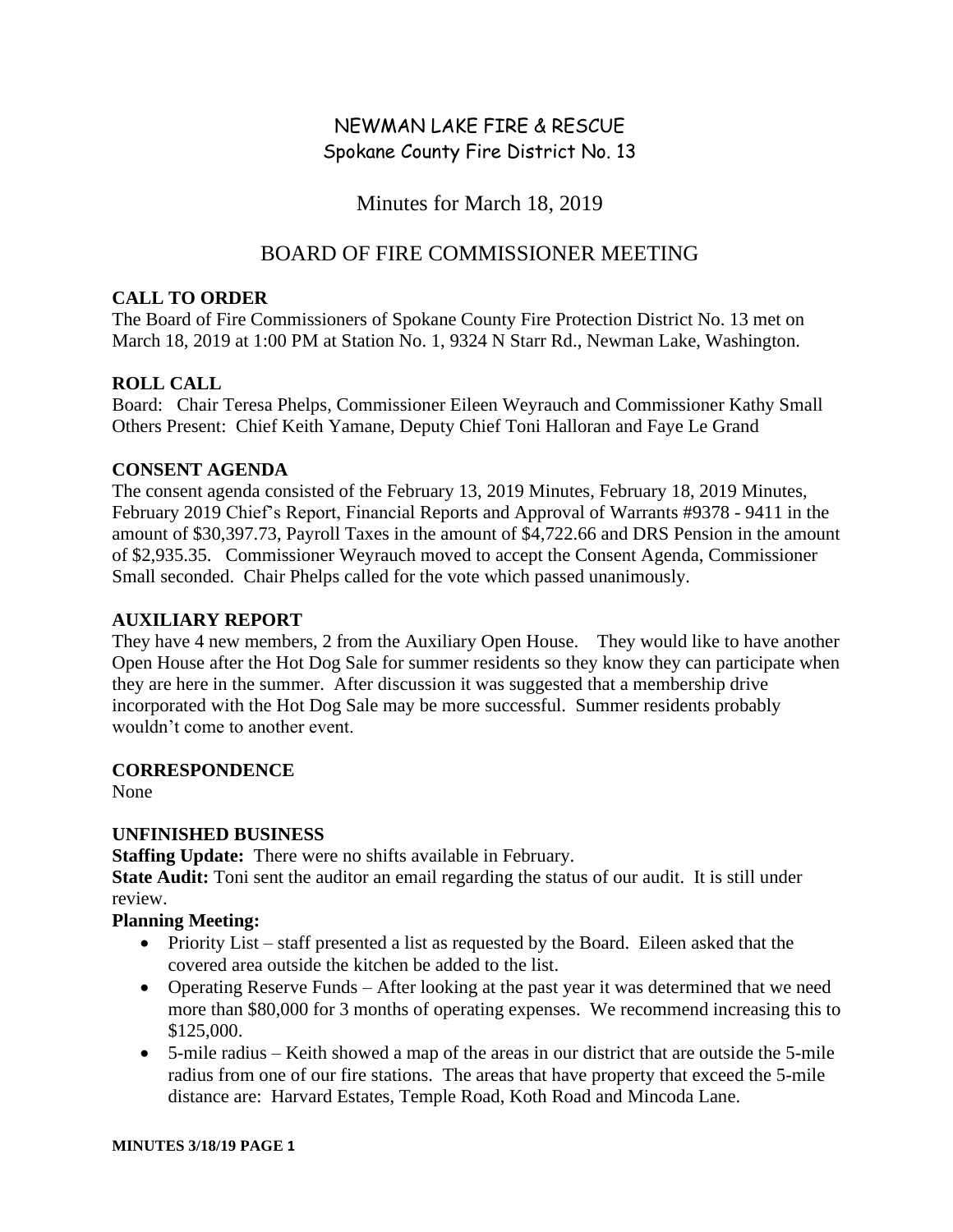# NEWMAN LAKE FIRE & RESCUE
## Spokane County Fire District No. 13

## Minutes for March 18, 2019

## BOARD OF FIRE COMMISSIONER MEETING

**CALL TO ORDER**

The Board of Fire Commissioners of Spokane County Fire Protection District No. 13 met on March 18, 2019 at 1:00 PM at Station No. 1, 9324 N Starr Rd., Newman Lake, Washington.

**ROLL CALL**

Board: Chair Teresa Phelps, Commissioner Eileen Weyrauch and Commissioner Kathy Small
Others Present: Chief Keith Yamane, Deputy Chief Toni Halloran and Faye Le Grand

**CONSENT AGENDA**

The consent agenda consisted of the February 13, 2019 Minutes, February 18, 2019 Minutes, February 2019 Chief's Report, Financial Reports and Approval of Warrants #9378 - 9411 in the amount of $30,397.73, Payroll Taxes in the amount of $4,722.66 and DRS Pension in the amount of $2,935.35. Commissioner Weyrauch moved to accept the Consent Agenda, Commissioner Small seconded. Chair Phelps called for the vote which passed unanimously.

**AUXILIARY REPORT**

They have 4 new members, 2 from the Auxiliary Open House. They would like to have another Open House after the Hot Dog Sale for summer residents so they know they can participate when they are here in the summer. After discussion it was suggested that a membership drive incorporated with the Hot Dog Sale may be more successful. Summer residents probably wouldn't come to another event.

**CORRESPONDENCE**

None

**UNFINISHED BUSINESS**

**Staffing Update:** There were no shifts available in February.

**State Audit:** Toni sent the auditor an email regarding the status of our audit. It is still under review.

**Planning Meeting:**

- Priority List – staff presented a list as requested by the Board. Eileen asked that the covered area outside the kitchen be added to the list.
- Operating Reserve Funds – After looking at the past year it was determined that we need more than $80,000 for 3 months of operating expenses. We recommend increasing this to $125,000.
- 5-mile radius – Keith showed a map of the areas in our district that are outside the 5-mile radius from one of our fire stations. The areas that have property that exceed the 5-mile distance are: Harvard Estates, Temple Road, Koth Road and Mincoda Lane.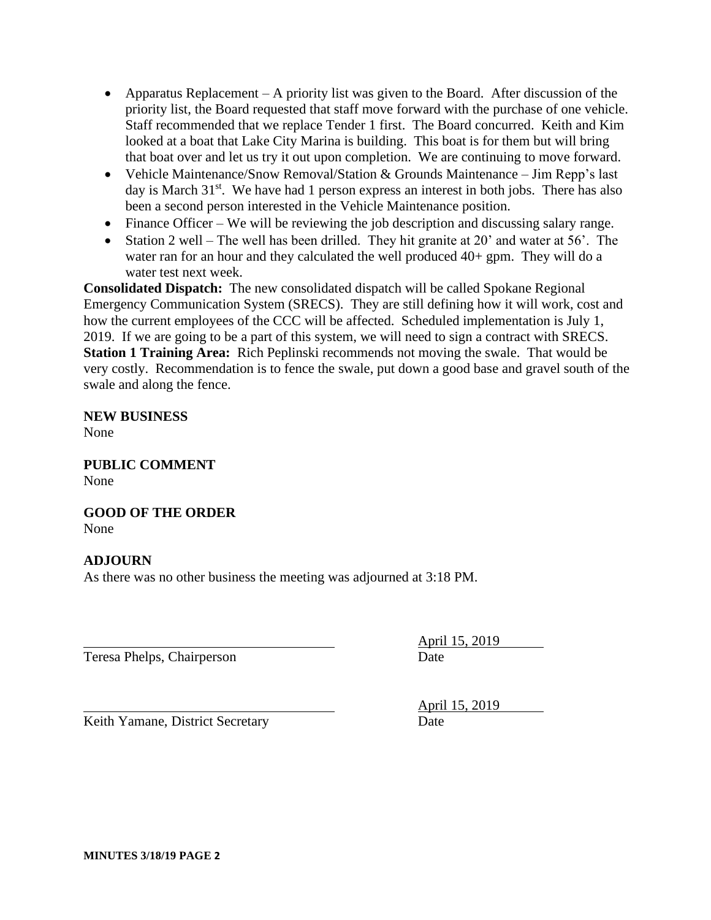- Apparatus Replacement – A priority list was given to the Board. After discussion of the priority list, the Board requested that staff move forward with the purchase of one vehicle. Staff recommended that we replace Tender 1 first. The Board concurred. Keith and Kim looked at a boat that Lake City Marina is building. This boat is for them but will bring that boat over and let us try it out upon completion. We are continuing to move forward.
- Vehicle Maintenance/Snow Removal/Station & Grounds Maintenance – Jim Repp's last day is March 31st. We have had 1 person express an interest in both jobs. There has also been a second person interested in the Vehicle Maintenance position.
- Finance Officer – We will be reviewing the job description and discussing salary range.
- Station 2 well – The well has been drilled. They hit granite at 20' and water at 56'. The water ran for an hour and they calculated the well produced 40+ gpm. They will do a water test next week.

**Consolidated Dispatch:** The new consolidated dispatch will be called Spokane Regional Emergency Communication System (SRECS). They are still defining how it will work, cost and how the current employees of the CCC will be affected. Scheduled implementation is July 1, 2019. If we are going to be a part of this system, we will need to sign a contract with SRECS.
**Station 1 Training Area:** Rich Peplinski recommends not moving the swale. That would be very costly. Recommendation is to fence the swale, put down a good base and gravel south of the swale and along the fence.

**NEW BUSINESS**
None

**PUBLIC COMMENT**
None

**GOOD OF THE ORDER**
None

**ADJOURN**
As there was no other business the meeting was adjourned at 3:18 PM.

\_\_\_\_\_\_\_\_\_\_\_\_\_\_\_\_\_\_\_\_\_\_\_\_\_\_\_\_\_\_ April 15, 2019
Teresa Phelps, Chairperson Date

\_\_\_\_\_\_\_\_\_\_\_\_\_\_\_\_\_\_\_\_\_\_\_\_\_\_\_\_\_\_ April 15, 2019
Keith Yamane, District Secretary Date